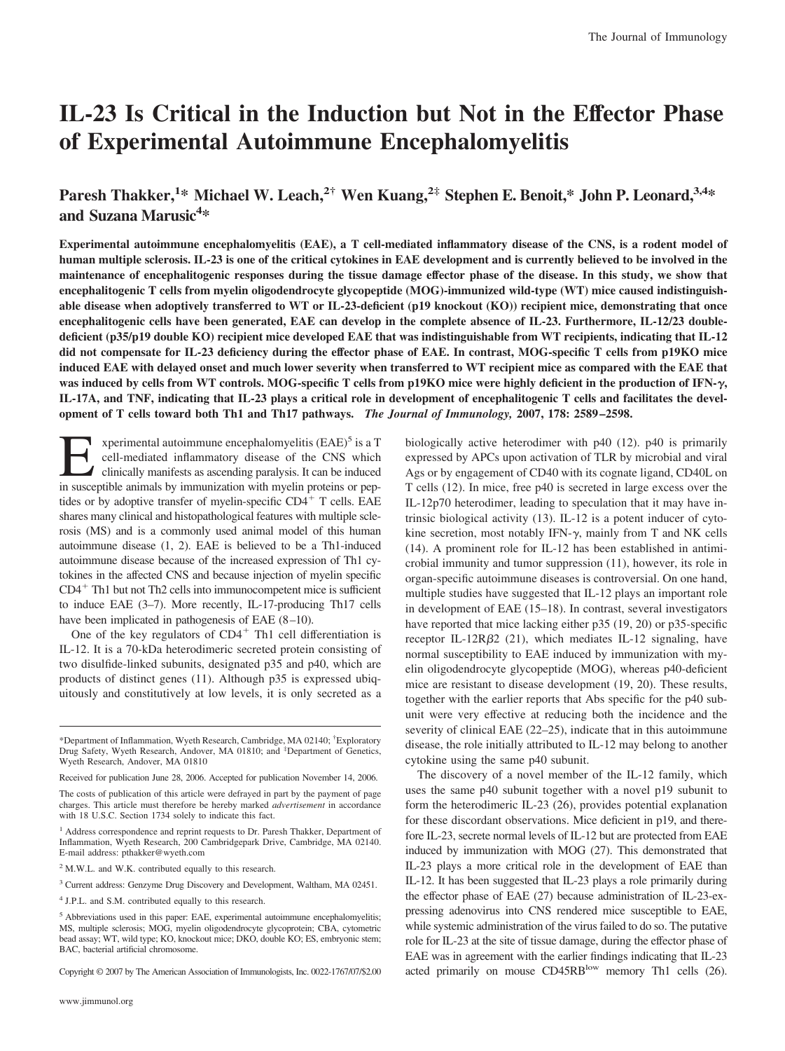# IL-23 Is Critical in the Induction but Not in the Effector Phase of Experimental Autoimmune Encephalomyelitis

**Paresh Thakker,[1]* Michael W. Leach,[2†] Wen Kuang,[2‡] Stephen E. Benoit,* John P. Leonard,[3,4]* and Suzana Marusic[4]***

**Experimental autoimmune encephalomyelitis (EAE), a T cell-mediated inflammatory disease of the CNS, is a rodent model of human multiple sclerosis. IL-23 is one of the critical cytokines in EAE development and is currently believed to be involved in the maintenance of encephalitogenic responses during the tissue damage effector phase of the disease. In this study, we show that encephalitogenic T cells from myelin oligodendrocyte glycopeptide (MOG)-immunized wild-type (WT) mice caused indistinguishable disease when adoptively transferred to WT or IL-23-deficient (p19 knockout (KO)) recipient mice, demonstrating that once encephalitogenic cells have been generated, EAE can develop in the complete absence of IL-23. Furthermore, IL-12/23 double-deficient (p35/p19 double KO) recipient mice developed EAE that was indistinguishable from WT recipients, indicating that IL-12 did not compensate for IL-23 deficiency during the effector phase of EAE. In contrast, MOG-specific T cells from p19KO mice induced EAE with delayed onset and much lower severity when transferred to WT recipient mice as compared with the EAE that was induced by cells from WT controls. MOG-specific T cells from p19KO mice were highly deficient in the production of IFN-γ, IL-17A, and TNF, indicating that IL-23 plays a critical role in development of encephalitogenic T cells and facilitates the development of T cells toward both Th1 and Th17 pathways.** *The Journal of Immunology,* **2007, 178: 2589–2598.**

Experimental autoimmune encephalomyelitis (EAE)[5] is a T cell-mediated inflammatory disease of the CNS which clinically manifests as ascending paralysis. It can be induced in susceptible animals by immunization with myelin proteins or peptides or by adoptive transfer of myelin-specific $CD4^+$ T cells. EAE shares many clinical and histopathological features with multiple sclerosis (MS) and is a commonly used animal model of this human autoimmune disease (1, 2). EAE is believed to be a Th1-induced autoimmune disease because of the increased expression of Th1 cytokines in the affected CNS and because injection of myelin specific $CD4^+$ Th1 but not Th2 cells into immunocompetent mice is sufficient to induce EAE (3–7). More recently, IL-17-producing Th17 cells have been implicated in pathogenesis of EAE (8–10).

One of the key regulators of $CD4^+$ Th1 cell differentiation is IL-12. It is a 70-kDa heterodimeric secreted protein consisting of two disulfide-linked subunits, designated p35 and p40, which are products of distinct genes (11). Although p35 is expressed ubiquitously and constitutively at low levels, it is only secreted as a biologically active heterodimer with p40 (12). p40 is primarily expressed by APCs upon activation of TLR by microbial and viral Ags or by engagement of CD40 with its cognate ligand, CD40L on T cells (12). In mice, free p40 is secreted in large excess over the IL-12p70 heterodimer, leading to speculation that it may have intrinsic biological activity (13). IL-12 is a potent inducer of cytokine secretion, most notably IFN-γ, mainly from T and NK cells (14). A prominent role for IL-12 has been established in antimicrobial immunity and tumor suppression (11), however, its role in organ-specific autoimmune diseases is controversial. On one hand, multiple studies have suggested that IL-12 plays an important role in development of EAE (15–18). In contrast, several investigators have reported that mice lacking either p35 (19, 20) or p35-specific receptor IL-12Rβ2 (21), which mediates IL-12 signaling, have normal susceptibility to EAE induced by immunization with myelin oligodendrocyte glycopeptide (MOG), whereas p40-deficient mice are resistant to disease development (19, 20). These results, together with the earlier reports that Abs specific for the p40 subunit were very effective at reducing both the incidence and the severity of clinical EAE (22–25), indicate that in this autoimmune disease, the role initially attributed to IL-12 may belong to another cytokine using the same p40 subunit.

The discovery of a novel member of the IL-12 family, which uses the same p40 subunit together with a novel p19 subunit to form the heterodimeric IL-23 (26), provides potential explanation for these discordant observations. Mice deficient in p19, and therefore IL-23, secrete normal levels of IL-12 but are protected from EAE induced by immunization with MOG (27). This demonstrated that IL-23 plays a more critical role in the development of EAE than IL-12. It has been suggested that IL-23 plays a role primarily during the effector phase of EAE (27) because administration of IL-23-expressing adenovirus into CNS rendered mice susceptible to EAE, while systemic administration of the virus failed to do so. The putative role for IL-23 at the site of tissue damage, during the effector phase of EAE was in agreement with the earlier findings indicating that IL-23 acted primarily on mouse $CD45RB^{low}$ memory Th1 cells (26).

---

*Department of Inflammation, Wyeth Research, Cambridge, MA 02140; †Exploratory Drug Safety, Wyeth Research, Andover, MA 01810; and ‡Department of Genetics, Wyeth Research, Andover, MA 01810

Received for publication June 28, 2006. Accepted for publication November 14, 2006.

The costs of publication of this article were defrayed in part by the payment of page charges. This article must therefore be hereby marked *advertisement* in accordance with 18 U.S.C. Section 1734 solely to indicate this fact.

[1] Address correspondence and reprint requests to Dr. Paresh Thakker, Department of Inflammation, Wyeth Research, 200 Cambridgepark Drive, Cambridge, MA 02140. E-mail address: pthakker@wyeth.com

[2] M.W.L. and W.K. contributed equally to this research.

[3] Current address: Genzyme Drug Discovery and Development, Waltham, MA 02451.

[4] J.P.L. and S.M. contributed equally to this research.

[5] Abbreviations used in this paper: EAE, experimental autoimmune encephalomyelitis; MS, multiple sclerosis; MOG, myelin oligodendrocyte glycoprotein; CBA, cytometric bead assay; WT, wild type; KO, knockout mice; DKO, double KO; ES, embryonic stem; BAC, bacterial artificial chromosome.

Copyright © 2007 by The American Association of Immunologists, Inc. 0022-1767/07/$2.00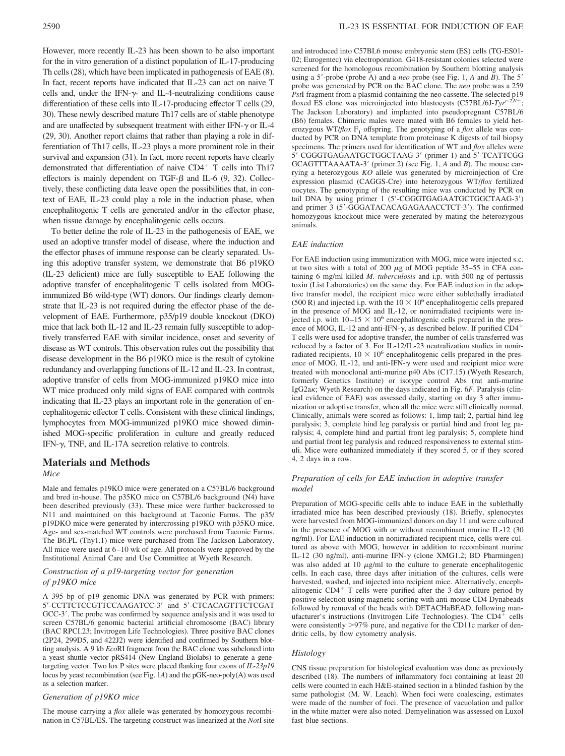However, more recently IL-23 has been shown to be also important for the in vitro generation of a distinct population of IL-17-producing Th cells (28), which have been implicated in pathogenesis of EAE (8). In fact, recent reports have indicated that IL-23 can act on naive T cells and, under the IFN-γ- and IL-4-neutralizing conditions cause differentiation of these cells into IL-17-producing effector T cells (29, 30). These newly described mature Th17 cells are of stable phenotype and are unaffected by subsequent treatment with either IFN-γ or IL-4 (29, 30). Another report claims that rather than playing a role in differentiation of Th17 cells, IL-23 plays a more prominent role in their survival and expansion (31). In fact, more recent reports have clearly demonstrated that differentiation of naive $CD4^+$ T cells into Th17 effectors is mainly dependent on TGF-β and IL-6 (9, 32). Collectively, these conflicting data leave open the possibilities that, in context of EAE, IL-23 could play a role in the induction phase, when encephalitogenic T cells are generated and/or in the effector phase, when tissue damage by encephalitogenic cells occurs.

To better define the role of IL-23 in the pathogenesis of EAE, we used an adoptive transfer model of disease, where the induction and the effector phases of immune response can be clearly separated. Using this adoptive transfer system, we demonstrate that B6 p19KO (IL-23 deficient) mice are fully susceptible to EAE following the adoptive transfer of encephalitogenic T cells isolated from MOG-immunized B6 wild-type (WT) donors. Our findings clearly demonstrate that IL-23 is not required during the effector phase of the development of EAE. Furthermore, p35/p19 double knockout (DKO) mice that lack both IL-12 and IL-23 remain fully susceptible to adoptively transferred EAE with similar incidence, onset and severity of disease as WT controls. This observation rules out the possibility that disease development in the B6 p19KO mice is the result of cytokine redundancy and overlapping functions of IL-12 and IL-23. In contrast, adoptive transfer of cells from MOG-immunized p19KO mice into WT mice produced only mild signs of EAE compared with controls indicating that IL-23 plays an important role in the generation of encephalitogenic effector T cells. Consistent with these clinical findings, lymphocytes from MOG-immunized p19KO mice showed diminished MOG-specific proliferation in culture and greatly reduced IFN-γ, TNF, and IL-17A secretion relative to controls.

## Materials and Methods

### Mice

Male and females p19KO mice were generated on a C57BL/6 background and bred in-house. The p35KO mice on C57BL/6 background (N4) have been described previously (33). These mice were further backcrossed to N11 and maintained on this background at Taconic Farms. The p35/p19DKO mice were generated by intercrossing p19KO with p35KO mice. Age- and sex-matched WT controls were purchased from Taconic Farms. The B6.PL (Thy1.1) mice were purchased from The Jackson Laboratory. All mice were used at 6–10 wk of age. All protocols were approved by the Institutional Animal Care and Use Committee at Wyeth Research.

### Construction of a p19-targeting vector for generation of p19KO mice

A 395 bp of p19 genomic DNA was generated by PCR with primers: 5′-CCTTCTCCGTTCCAAGATCC-3′ and 5′-CTCACAGTTTCTCGATGCC-3′. The probe was confirmed by sequence analysis and it was used to screen C57BL/6 genomic bacterial artificial chromosome (BAC) library (BAC RPCI.23; Invitrogen Life Technologies). Three positive BAC clones (2P24, 299D5, and 422J2) were identified and confirmed by Southern blotting analysis. A 9 kb *Eco*RI fragment from the BAC clone was subcloned into a yeast shuttle vector pRS414 (New England Biolabs) to generate a gene-targeting vector. Two lox P sites were placed flanking four exons of *IL-23p19* locus by yeast recombination (see Fig. 1*A*) and the pGK-neo-poly(A) was used as a selection marker.

### Generation of p19KO mice

The mouse carrying a *flox* allele was generated by homozygous recombination in C57BL/ES. The targeting construct was linearized at the *Not*I site and introduced into C57BL6 mouse embryonic stem (ES) cells (TG-ES01-02; Eurogentec) via electroporation. G418-resistant colonies selected were screened for the homologous recombination by Southern blotting analysis using a 5′-probe (probe A) and a *neo* probe (see Fig. 1, *A* and *B*). The 5′ probe was generated by PCR on the BAC clone. The *neo* probe was a 259 *Pst*I fragment from a plasmid containing the neo cassette. The selected p19 floxed ES clone was microinjected into blastocysts (C57BL/6J-$Tyr^{c-2J/+}$; The Jackson Laboratory) and implanted into pseudopregnant C57BL/6 (B6) females. Chimeric males were mated with B6 females to yield heterozygous WT/*flox* $F_1$ offspring. The genotyping of a *flox* allele was conducted by PCR on DNA template from proteinase K digests of tail biopsy specimens. The primers used for identification of WT and *flox* alleles were 5′-CGGGTGAGAATGCTGGCTAAG-3′ (primer 1) and 5′-TCATTCGGGCAGTTTAAAATA-3′ (primer 2) (see Fig. 1, *A* and *B*). The mouse carrying a heterozygous *KO* allele was generated by microinjection of Cre expression plasmid (CAGGS-Cre) into heterozygous WT/*flox* fertilized oocytes. The genotyping of the resulting mice was conducted by PCR on tail DNA by using primer 1 (5′-CGGGTGAGAATGCTGGCTAAG-3′) and primer 3 (5′-GGGATACACAGAGAAACCTCT-3′). The confirmed homozygous knockout mice were generated by mating the heterozygous animals.

### EAE induction

For EAE induction using immunization with MOG, mice were injected s.c. at two sites with a total of 200 μg of MOG peptide 35–55 in CFA containing 6 mg/ml killed *M. tuberculosis* and i.p. with 500 ng of pertussis toxin (List Laboratories) on the same day. For EAE induction in the adoptive transfer model, the recipient mice were either sublethally irradiated (500 R) and injected i.p. with the $10 \times 10^6$ encephalitogenic cells prepared in the presence of MOG and IL-12, or nonirradiated recipients were injected i.p. with $10–15 \times 10^6$ encephalitogenic cells prepared in the presence of MOG, IL-12 and anti-IFN-γ, as described below. If purified $CD4^+$ T cells were used for adoptive transfer, the number of cells transferred was reduced by a factor of 3. For IL-12/IL-23 neutralization studies in nonirradiated recipients, $10 \times 10^6$ encephalitogenic cells prepared in the presence of MOG, IL-12, and anti-IFN-γ were used and recipient mice were treated with monoclonal anti-murine p40 Abs (C17.15) (Wyeth Research, formerly Genetics Institute) or isotype control Abs (rat anti-murine IgG2aκ; Wyeth Research) on the days indicated in Fig. 6*F*. Paralysis (clinical evidence of EAE) was assessed daily, starting on day 3 after immunization or adoptive transfer, when all the mice were still clinically normal. Clinically, animals were scored as follows: 1, limp tail; 2, partial hind leg paralysis; 3, complete hind leg paralysis or partial hind and front leg paralysis; 4, complete hind and partial front leg paralysis; 5, complete hind and partial front leg paralysis and reduced responsiveness to external stimuli. Mice were euthanized immediately if they scored 5, or if they scored 4, 2 days in a row.

### Preparation of cells for EAE induction in adoptive transfer model

Preparation of MOG-specific cells able to induce EAE in the sublethally irradiated mice has been described previously (18). Briefly, splenocytes were harvested from MOG-immunized donors on day 11 and were cultured in the presence of MOG with or without recombinant murine IL-12 (30 ng/ml). For EAE induction in nonirradiated recipient mice, cells were cultured as above with MOG, however in addition to recombinant murine IL-12 (30 ng/ml), anti-murine IFN-γ (clone XMG1.2; BD Pharmingen) was also added at 10 μg/ml to the culture to generate encephalitogenic cells. In each case, three days after initiation of the cultures, cells were harvested, washed, and injected into recipient mice. Alternatively, encephalitogenic $CD4^+$ T cells were purified after the 3-day culture period by positive selection using magnetic sorting with anti-mouse CD4 Dynabeads followed by removal of the beads with DETACHaBEAD, following manufacturer's instructions (Invitrogen Life Technologies). The $CD4^+$ cells were consistently >97% pure, and negative for the CD11c marker of dendritic cells, by flow cytometry analysis.

### Histology

CNS tissue preparation for histological evaluation was done as previously described (18). The numbers of inflammatory foci containing at least 20 cells were counted in each H&E-stained section in a blinded fashion by the same pathologist (M. W. Leach). When foci were coalescing, estimates were made of the number of foci. The presence of vacuolation and pallor in the white matter were also noted. Demyelination was assessed on Luxol fast blue sections.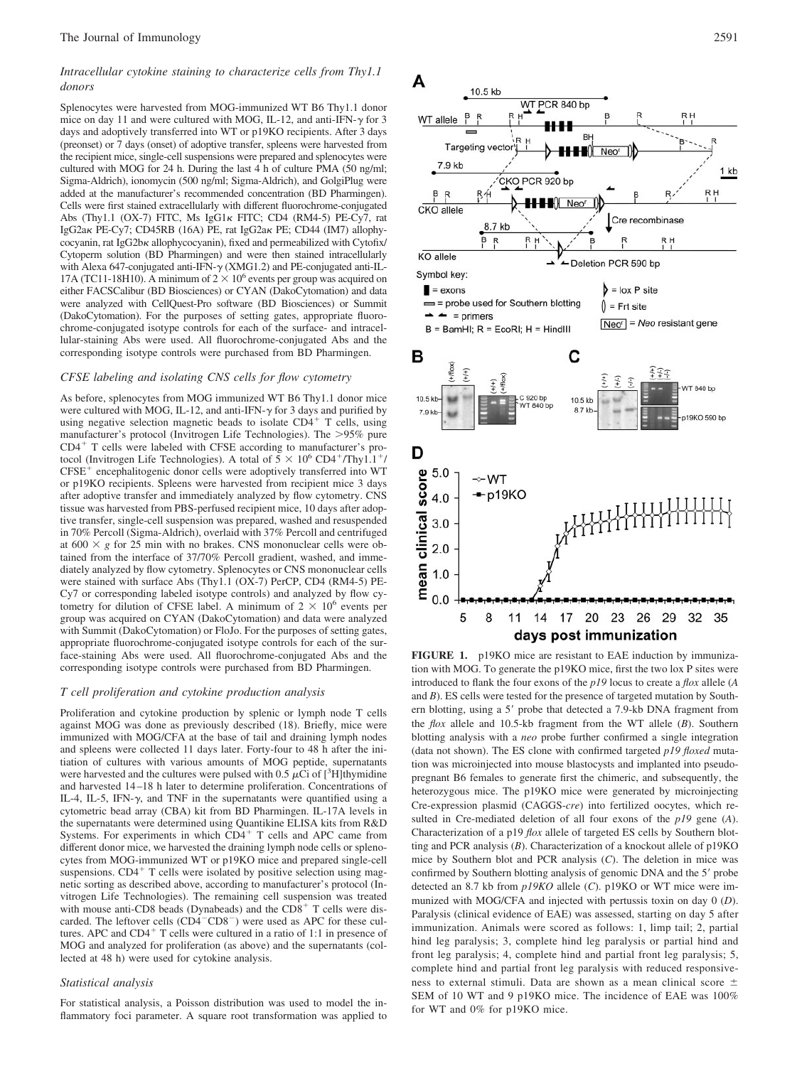### Intracellular cytokine staining to characterize cells from Thy1.1 donors

Splenocytes were harvested from MOG-immunized WT B6 Thy1.1 donor mice on day 11 and were cultured with MOG, IL-12, and anti-IFN-γ for 3 days and adoptively transferred into WT or p19KO recipients. After 3 days (preonset) or 7 days (onset) of adoptive transfer, spleens were harvested from the recipient mice, single-cell suspensions were prepared and splenocytes were cultured with MOG for 24 h. During the last 4 h of culture PMA (50 ng/ml; Sigma-Aldrich), ionomycin (500 ng/ml; Sigma-Aldrich), and GolgiPlug were added at the manufacturer's recommended concentration (BD Pharmingen). Cells were first stained extracellularly with different fluorochrome-conjugated Abs (Thy1.1 (OX-7) FITC, Ms IgG1κ FITC; CD4 (RM4-5) PE-Cy7, rat IgG2aκ PE-Cy7; CD45RB (16A) PE, rat IgG2aκ PE; CD44 (IM7) allophycocyanin, rat IgG2bκ allophycocyanin), fixed and permeabilized with Cytofix/Cytoperm solution (BD Pharmingen) and were then stained intracellularly with Alexa 647-conjugated anti-IFN-γ (XMG1.2) and PE-conjugated anti-IL-17A (TC11-18H10). A minimum of $2 \times 10^6$ events per group was acquired on either FACSCalibur (BD Biosciences) or CYAN (DakoCytomation) and data were analyzed with CellQuest-Pro software (BD Biosciences) or Summit (DakoCytomation). For the purposes of setting gates, appropriate fluorochrome-conjugated isotype controls for each of the surface- and intracellular-staining Abs were used. All fluorochrome-conjugated Abs and the corresponding isotype controls were purchased from BD Pharmingen.

### CFSE labeling and isolating CNS cells for flow cytometry

As before, splenocytes from MOG immunized WT B6 Thy1.1 donor mice were cultured with MOG, IL-12, and anti-IFN-γ for 3 days and purified by using negative selection magnetic beads to isolate $CD4^+$ T cells, using manufacturer's protocol (Invitrogen Life Technologies). The >95% pure $CD4^+$ T cells were labeled with CFSE according to manufacturer's protocol (Invitrogen Life Technologies). A total of $5 \times 10^6$ $CD4^+$/$Thy1.1^+$/$CFSE^+$ encephalitogenic donor cells were adoptively transferred into WT or p19KO recipients. Spleens were harvested from recipient mice 3 days after adoptive transfer and immediately analyzed by flow cytometry. CNS tissue was harvested from PBS-perfused recipient mice, 10 days after adoptive transfer, single-cell suspension was prepared, washed and resuspended in 70% Percoll (Sigma-Aldrich), overlaid with 37% Percoll and centrifuged at $600 \times g$ for 25 min with no brakes. CNS mononuclear cells were obtained from the interface of 37/70% Percoll gradient, washed, and immediately analyzed by flow cytometry. Splenocytes or CNS mononuclear cells were stained with surface Abs (Thy1.1 (OX-7) PerCP, CD4 (RM4-5) PE-Cy7 or corresponding labeled isotype controls) and analyzed by flow cytometry for dilution of CFSE label. A minimum of $2 \times 10^6$ events per group was acquired on CYAN (DakoCytomation) and data were analyzed with Summit (DakoCytomation) or FloJo. For the purposes of setting gates, appropriate fluorochrome-conjugated isotype controls for each of the surface-staining Abs were used. All fluorochrome-conjugated Abs and the corresponding isotype controls were purchased from BD Pharmingen.

### T cell proliferation and cytokine production analysis

Proliferation and cytokine production by splenic or lymph node T cells against MOG was done as previously described (18). Briefly, mice were immunized with MOG/CFA at the base of tail and draining lymph nodes and spleens were collected 11 days later. Forty-four to 48 h after the initiation of cultures with various amounts of MOG peptide, supernatants were harvested and the cultures were pulsed with 0.5 μCi of [$^3$H]thymidine and harvested 14–18 h later to determine proliferation. Concentrations of IL-4, IL-5, IFN-γ, and TNF in the supernatants were quantified using a cytometric bead array (CBA) kit from BD Pharmingen. IL-17A levels in the supernatants were determined using Quantikine ELISA kits from R&D Systems. For experiments in which $CD4^+$ T cells and APC came from different donor mice, we harvested the draining lymph node cells or splenocytes from MOG-immunized WT or p19KO mice and prepared single-cell suspensions. $CD4^+$ T cells were isolated by positive selection using magnetic sorting as described above, according to manufacturer's protocol (Invitrogen Life Technologies). The remaining cell suspension was treated with mouse anti-CD8 beads (Dynabeads) and the $CD8^+$ T cells were discarded. The leftover cells ($CD4^-CD8^-$) were used as APC for these cultures. APC and $CD4^+$ T cells were cultured in a ratio of 1:1 in presence of MOG and analyzed for proliferation (as above) and the supernatants (collected at 48 h) were used for cytokine analysis.

### Statistical analysis

For statistical analysis, a Poisson distribution was used to model the inflammatory foci parameter. A square root transformation was applied to

**FIGURE 1.** p19KO mice are resistant to EAE induction by immunization with MOG. To generate the p19KO mice, first the two lox P sites were introduced to flank the four exons of the *p19* locus to create a *flox* allele (*A* and *B*). ES cells were tested for the presence of targeted mutation by Southern blotting, using a 5′ probe that detected a 7.9-kb DNA fragment from the *flox* allele and 10.5-kb fragment from the WT allele (*B*). Southern blotting analysis with a *neo* probe further confirmed a single integration (data not shown). The ES clone with confirmed targeted *p19 floxed* mutation was microinjected into mouse blastocysts and implanted into pseudopregnant B6 females to generate first the chimeric, and subsequently, the heterozygous mice. The p19KO mice were generated by microinjecting Cre-expression plasmid (CAGGS-*cre*) into fertilized oocytes, which resulted in Cre-mediated deletion of all four exons of the *p19* gene (*A*). Characterization of a p19 *flox* allele of targeted ES cells by Southern blotting and PCR analysis (*B*). Characterization of a knockout allele of p19KO mice by Southern blot and PCR analysis (*C*). The deletion in mice was confirmed by Southern blotting analysis of genomic DNA and the 5′ probe detected an 8.7 kb from *p19KO* allele (*C*). p19KO or WT mice were immunized with MOG/CFA and injected with pertussis toxin on day 0 (*D*). Paralysis (clinical evidence of EAE) was assessed, starting on day 5 after immunization. Animals were scored as follows: 1, limp tail; 2, partial hind leg paralysis; 3, complete hind leg paralysis or partial hind and front leg paralysis; 4, complete hind and partial front leg paralysis; 5, complete hind and partial front leg paralysis with reduced responsiveness to external stimuli. Data are shown as a mean clinical score ± SEM of 10 WT and 9 p19KO mice. The incidence of EAE was 100% for WT and 0% for p19KO mice.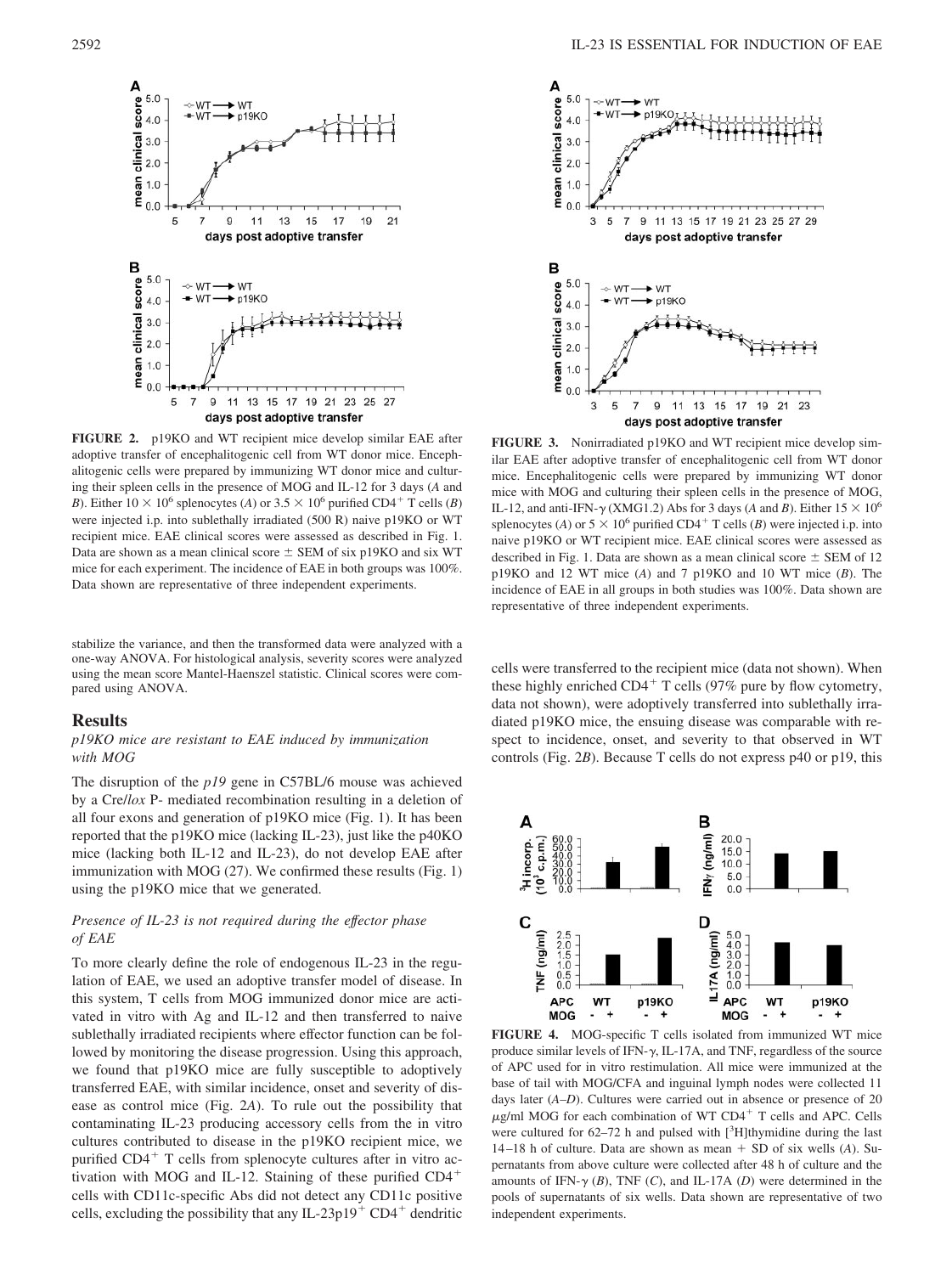**FIGURE 2.** p19KO and WT recipient mice develop similar EAE after adoptive transfer of encephalitogenic cell from WT donor mice. Encephalitogenic cells were prepared by immunizing WT donor mice and culturing their spleen cells in the presence of MOG and IL-12 for 3 days (*A* and *B*). Either $10 \times 10^6$ splenocytes (*A*) or $3.5 \times 10^6$ purified $CD4^+$ T cells (*B*) were injected i.p. into sublethally irradiated (500 R) naive p19KO or WT recipient mice. EAE clinical scores were assessed as described in Fig. 1. Data are shown as a mean clinical score ± SEM of six p19KO and six WT mice for each experiment. The incidence of EAE in both groups was 100%. Data shown are representative of three independent experiments.

**FIGURE 3.** Nonirradiated p19KO and WT recipient mice develop similar EAE after adoptive transfer of encephalitogenic cell from WT donor mice. Encephalitogenic cells were prepared by immunizing WT donor mice with MOG and culturing their spleen cells in the presence of MOG, IL-12, and anti-IFN-γ (XMG1.2) Abs for 3 days (*A* and *B*). Either $15 \times 10^6$ splenocytes (*A*) or $5 \times 10^6$ purified $CD4^+$ T cells (*B*) were injected i.p. into naive p19KO or WT recipient mice. EAE clinical scores were assessed as described in Fig. 1. Data are shown as a mean clinical score ± SEM of 12 p19KO and 12 WT mice (*A*) and 7 p19KO and 10 WT mice (*B*). The incidence of EAE in all groups in both studies was 100%. Data shown are representative of three independent experiments.

stabilize the variance, and then the transformed data were analyzed with a one-way ANOVA. For histological analysis, severity scores were analyzed using the mean score Mantel-Haenszel statistic. Clinical scores were compared using ANOVA.

## Results

### *p19KO mice are resistant to EAE induced by immunization with MOG*

The disruption of the *p19* gene in C57BL/6 mouse was achieved by a Cre/*lox* P- mediated recombination resulting in a deletion of all four exons and generation of p19KO mice (Fig. 1). It has been reported that the p19KO mice (lacking IL-23), just like the p40KO mice (lacking both IL-12 and IL-23), do not develop EAE after immunization with MOG (27). We confirmed these results (Fig. 1) using the p19KO mice that we generated.

### *Presence of IL-23 is not required during the effector phase of EAE*

To more clearly define the role of endogenous IL-23 in the regulation of EAE, we used an adoptive transfer model of disease. In this system, T cells from MOG immunized donor mice are activated in vitro with Ag and IL-12 and then transferred to naive sublethally irradiated recipients where effector function can be followed by monitoring the disease progression. Using this approach, we found that p19KO mice are fully susceptible to adoptively transferred EAE, with similar incidence, onset and severity of disease as control mice (Fig. 2*A*). To rule out the possibility that contaminating IL-23 producing accessory cells from the in vitro cultures contributed to disease in the p19KO recipient mice, we purified $CD4^+$ T cells from splenocyte cultures after in vitro activation with MOG and IL-12. Staining of these purified $CD4^+$ cells with CD11c-specific Abs did not detect any CD11c positive cells, excluding the possibility that any IL-23p19$^+$ $CD4^+$ dendritic cells were transferred to the recipient mice (data not shown). When these highly enriched $CD4^+$ T cells (97% pure by flow cytometry, data not shown), were adoptively transferred into sublethally irradiated p19KO mice, the ensuing disease was comparable with respect to incidence, onset, and severity to that observed in WT controls (Fig. 2*B*). Because T cells do not express p40 or p19, this

**FIGURE 4.** MOG-specific T cells isolated from immunized WT mice produce similar levels of IFN-γ, IL-17A, and TNF, regardless of the source of APC used for in vitro restimulation. All mice were immunized at the base of tail with MOG/CFA and inguinal lymph nodes were collected 11 days later (*A–D*). Cultures were carried out in absence or presence of 20 μg/ml MOG for each combination of WT $CD4^+$ T cells and APC. Cells were cultured for 62–72 h and pulsed with [$^3$H]thymidine during the last 14–18 h of culture. Data are shown as mean + SD of six wells (*A*). Supernatants from above culture were collected after 48 h of culture and the amounts of IFN-γ (*B*), TNF (*C*), and IL-17A (*D*) were determined in the pools of supernatants of six wells. Data shown are representative of two independent experiments.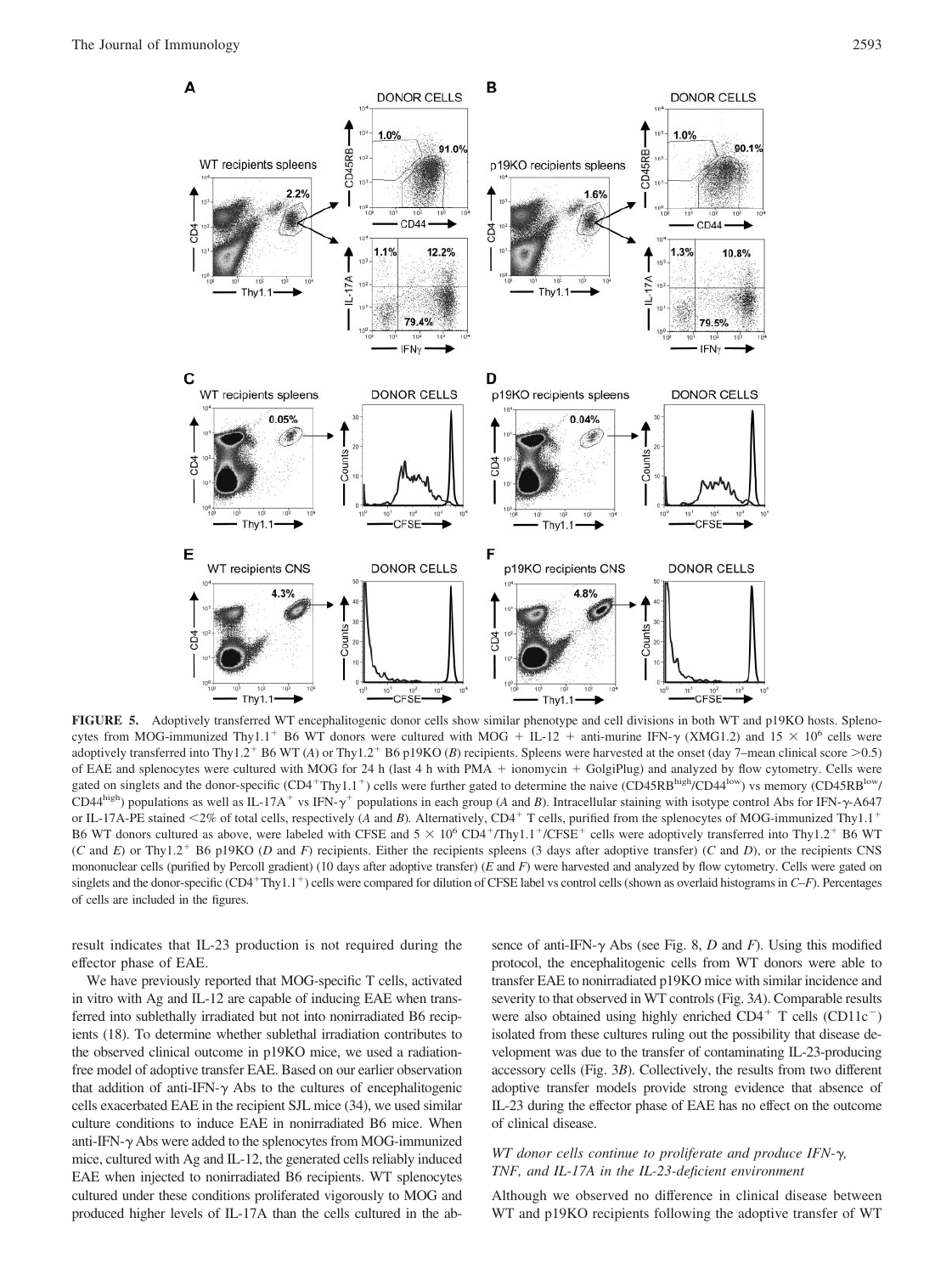**FIGURE 5.** Adoptively transferred WT encephalitogenic donor cells show similar phenotype and cell divisions in both WT and p19KO hosts. Splenocytes from MOG-immunized Thy1.1$^+$ B6 WT donors were cultured with MOG + IL-12 + anti-murine IFN-γ (XMG1.2) and 15 × 10$^6$ cells were adoptively transferred into Thy1.2$^+$ B6 WT (*A*) or Thy1.2$^+$ B6 p19KO (*B*) recipients. Spleens were harvested at the onset (day 7–mean clinical score >0.5) of EAE and splenocytes were cultured with MOG for 24 h (last 4 h with PMA + ionomycin + GolgiPlug) and analyzed by flow cytometry. Cells were gated on singlets and the donor-specific (CD4$^+$Thy1.1$^+$) cells were further gated to determine the naive (CD45RB$^{high}$/CD44$^{low}$) vs memory (CD45RB$^{low}$/CD44$^{high}$) populations as well as IL-17A$^+$ vs IFN-γ$^+$ populations in each group (*A* and *B*). Intracellular staining with isotype control Abs for IFN-γ-A647 or IL-17A-PE stained <2% of total cells, respectively (*A* and *B*). Alternatively, CD4$^+$ T cells, purified from the splenocytes of MOG-immunized Thy1.1$^+$ B6 WT donors cultured as above, were labeled with CFSE and 5 × 10$^6$ CD4$^+$/Thy1.1$^+$/CFSE$^+$ cells were adoptively transferred into Thy1.2$^+$ B6 WT (*C* and *E*) or Thy1.2$^+$ B6 p19KO (*D* and *F*) recipients. Either the recipients spleens (3 days after adoptive transfer) (*C* and *D*), or the recipients CNS mononuclear cells (purified by Percoll gradient) (10 days after adoptive transfer) (*E* and *F*) were harvested and analyzed by flow cytometry. Cells were gated on singlets and the donor-specific (CD4$^+$Thy1.1$^+$) cells were compared for dilution of CFSE label vs control cells (shown as overlaid histograms in *C*–*F*). Percentages of cells are included in the figures.

result indicates that IL-23 production is not required during the effector phase of EAE.

We have previously reported that MOG-specific T cells, activated in vitro with Ag and IL-12 are capable of inducing EAE when transferred into sublethally irradiated but not into nonirradiated B6 recipients (18). To determine whether sublethal irradiation contributes to the observed clinical outcome in p19KO mice, we used a radiation-free model of adoptive transfer EAE. Based on our earlier observation that addition of anti-IFN-γ Abs to the cultures of encephalitogenic cells exacerbated EAE in the recipient SJL mice (34), we used similar culture conditions to induce EAE in nonirradiated B6 mice. When anti-IFN-γ Abs were added to the splenocytes from MOG-immunized mice, cultured with Ag and IL-12, the generated cells reliably induced EAE when injected to nonirradiated B6 recipients. WT splenocytes cultured under these conditions proliferated vigorously to MOG and produced higher levels of IL-17A than the cells cultured in the absence of anti-IFN-γ Abs (see Fig. 8, *D* and *F*). Using this modified protocol, the encephalitogenic cells from WT donors were able to transfer EAE to nonirradiated p19KO mice with similar incidence and severity to that observed in WT controls (Fig. 3*A*). Comparable results were also obtained using highly enriched CD4$^+$ T cells (CD11c$^-$) isolated from these cultures ruling out the possibility that disease development was due to the transfer of contaminating IL-23-producing accessory cells (Fig. 3*B*). Collectively, the results from two different adoptive transfer models provide strong evidence that absence of IL-23 during the effector phase of EAE has no effect on the outcome of clinical disease.

### *WT donor cells continue to proliferate and produce IFN-γ, TNF, and IL-17A in the IL-23-deficient environment*

Although we observed no difference in clinical disease between WT and p19KO recipients following the adoptive transfer of WT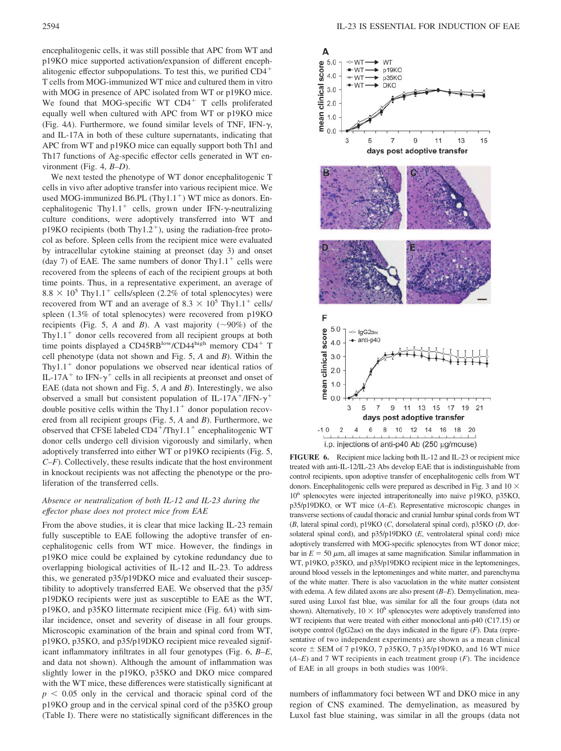encephalitogenic cells, it was still possible that APC from WT and p19KO mice supported activation/expansion of different encephalitogenic effector subpopulations. To test this, we purified $CD4^+$ T cells from MOG-immunized WT mice and cultured them in vitro with MOG in presence of APC isolated from WT or p19KO mice. We found that MOG-specific WT $CD4^+$ T cells proliferated equally well when cultured with APC from WT or p19KO mice (Fig. 4*A*). Furthermore, we found similar levels of TNF, IFN-γ, and IL-17A in both of these culture supernatants, indicating that APC from WT and p19KO mice can equally support both Th1 and Th17 functions of Ag-specific effector cells generated in WT environment (Fig. 4, *B–D*).

We next tested the phenotype of WT donor encephalitogenic T cells in vivo after adoptive transfer into various recipient mice. We used MOG-immunized B6.PL ($Thy1.1^+$) WT mice as donors. Encephalitogenic $Thy1.1^+$ cells, grown under IFN-γ-neutralizing culture conditions, were adoptively transferred into WT and p19KO recipients (both $Thy1.2^+$), using the radiation-free protocol as before. Spleen cells from the recipient mice were evaluated by intracellular cytokine staining at preonset (day 3) and onset (day 7) of EAE. The same numbers of donor $Thy1.1^+$ cells were recovered from the spleens of each of the recipient groups at both time points. Thus, in a representative experiment, an average of $8.8 \times 10^5$ $Thy1.1^+$ cells/spleen (2.2% of total splenocytes) were recovered from WT and an average of $8.3 \times 10^5$ $Thy1.1^+$ cells/spleen (1.3% of total splenocytes) were recovered from p19KO recipients (Fig. 5, *A* and *B*). A vast majority (~90%) of the $Thy1.1^+$ donor cells recovered from all recipient groups at both time points displayed a $CD45RB^{low}/CD44^{high}$ memory $CD4^+$ T cell phenotype (data not shown and Fig. 5, *A* and *B*). Within the $Thy1.1^+$ donor populations we observed near identical ratios of $IL\text{-}17A^+$ to $IFN\text{-}\gamma^+$ cells in all recipients at preonset and onset of EAE (data not shown and Fig. 5, *A* and *B*). Interestingly, we also observed a small but consistent population of $IL\text{-}17A^+/IFN\text{-}\gamma^+$ double positive cells within the $Thy1.1^+$ donor population recovered from all recipient groups (Fig. 5, *A* and *B*). Furthermore, we observed that CFSE labeled $CD4^+/Thy1.1^+$ encephalitogenic WT donor cells undergo cell division vigorously and similarly, when adoptively transferred into either WT or p19KO recipients (Fig. 5, *C–F*). Collectively, these results indicate that the host environment in knockout recipients was not affecting the phenotype or the proliferation of the transferred cells.

### *Absence or neutralization of both IL-12 and IL-23 during the effector phase does not protect mice from EAE*

From the above studies, it is clear that mice lacking IL-23 remain fully susceptible to EAE following the adoptive transfer of encephalitogenic cells from WT mice. However, the findings in p19KO mice could be explained by cytokine redundancy due to overlapping biological activities of IL-12 and IL-23. To address this, we generated p35/p19DKO mice and evaluated their susceptibility to adoptively transferred EAE. We observed that the p35/p19DKO recipients were just as susceptible to EAE as the WT, p19KO, and p35KO littermate recipient mice (Fig. 6*A*) with similar incidence, onset and severity of disease in all four groups. Microscopic examination of the brain and spinal cord from WT, p19KO, p35KO, and p35/p19DKO recipient mice revealed significant inflammatory infiltrates in all four genotypes (Fig. 6, *B–E*, and data not shown). Although the amount of inflammation was slightly lower in the p19KO, p35KO and DKO mice compared with the WT mice, these differences were statistically significant at $p < 0.05$ only in the cervical and thoracic spinal cord of the p19KO group and in the cervical spinal cord of the p35KO group (Table I). There were no statistically significant differences in the numbers of inflammatory foci between WT and DKO mice in any region of CNS examined. The demyelination, as measured by Luxol fast blue staining, was similar in all the groups (data not

**FIGURE 6.** Recipient mice lacking both IL-12 and IL-23 or recipient mice treated with anti-IL-12/IL-23 Abs develop EAE that is indistinguishable from control recipients, upon adoptive transfer of encephalitogenic cells from WT donors. Encephalitogenic cells were prepared as described in Fig. 3 and $10 \times 10^6$ splenocytes were injected intraperitoneally into naive p19KO, p35KO, p35/p19DKO, or WT mice (*A–E*). Representative microscopic changes in transverse sections of caudal thoracic and cranial lumbar spinal cords from WT (*B*, lateral spinal cord), p19KO (*C*, dorsolateral spinal cord), p35KO (*D*, dorsolateral spinal cord), and p35/p19DKO (*E*, ventrolateral spinal cord) mice adoptively transferred with MOG-specific splenocytes from WT donor mice; bar in *E* = 50 μm, all images at same magnification. Similar inflammation in WT, p19KO, p35KO, and p35/p19DKO recipient mice in the leptomeninges, around blood vessels in the leptomeninges and white matter, and parenchyma of the white matter. There is also vacuolation in the white matter consistent with edema. A few dilated axons are also present (*B–E*). Demyelination, measured using Luxol fast blue, was similar for all the four groups (data not shown). Alternatively, $10 \times 10^6$ splenocytes were adoptively transferred into WT recipients that were treated with either monoclonal anti-p40 (C17.15) or isotype control (IgG2aκ) on the days indicated in the figure (*F*). Data (representative of two independent experiments) are shown as a mean clinical score ± SEM of 7 p19KO, 7 p35KO, 7 p35/p19DKO, and 16 WT mice (*A–E*) and 7 WT recipients in each treatment group (*F*). The incidence of EAE in all groups in both studies was 100%.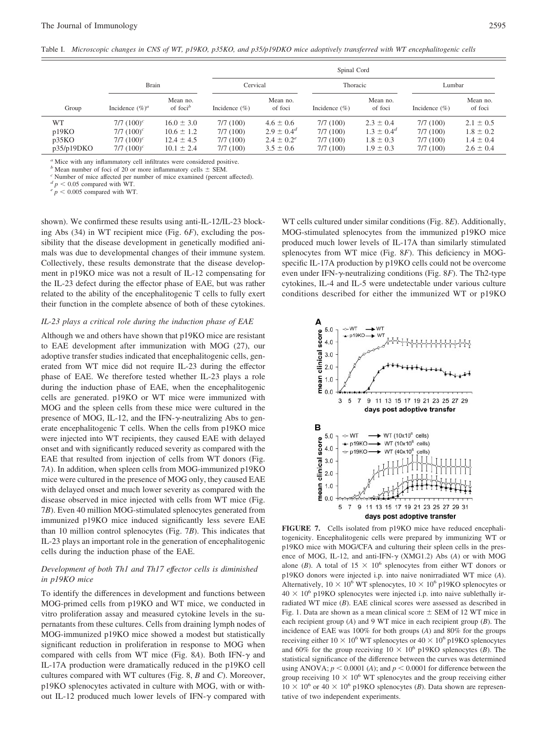Table I. *Microscopic changes in CNS of WT, p19KO, p35KO, and p35/p19DKO mice adoptively transferred with WT encephalitogenic cells*

| Group | Brain | | Spinal Cord | | | | | |
|---|---|---|---|---|---|---|---|---|
| | | | Cervical | | Thoracic | | Lumbar | |
| | Incidence (%)[a] | Mean no. of foci[b] | Incidence (%) | Mean no. of foci | Incidence (%) | Mean no. of foci | Incidence (%) | Mean no. of foci |
| WT | 7/7 (100)[c] | 16.0 ± 3.0 | 7/7 (100) | 4.6 ± 0.6 | 7/7 (100) | 2.3 ± 0.4 | 7/7 (100) | 2.1 ± 0.5 |
| p19KO | 7/7 (100)[c] | 10.6 ± 1.2 | 7/7 (100) | 2.9 ± 0.4[d] | 7/7 (100) | 1.3 ± 0.4[d] | 7/7 (100) | 1.8 ± 0.2 |
| p35KO | 7/7 (100)[c] | 12.4 ± 4.5 | 7/7 (100) | 2.4 ± 0.2[e] | 7/7 (100) | 1.8 ± 0.3 | 7/7 (100) | 1.4 ± 0.4 |
| p35/p19DKO | 7/7 (100)[c] | 10.1 ± 2.4 | 7/7 (100) | 3.5 ± 0.6 | 7/7 (100) | 1.9 ± 0.3 | 7/7 (100) | 2.6 ± 0.4 |

[a] Mice with any inflammatory cell infiltrates were considered positive.
[b] Mean number of foci of 20 or more inflammatory cells ± SEM.
[c] Number of mice affected per number of mice examined (percent affected).
[d] $p < 0.05$ compared with WT.
[e] $p < 0.005$ compared with WT.

shown). We confirmed these results using anti-IL-12/IL-23 blocking Abs (34) in WT recipient mice (Fig. 6*F*), excluding the possibility that the disease development in genetically modified animals was due to developmental changes of their immune system. Collectively, these results demonstrate that the disease development in p19KO mice was not a result of IL-12 compensating for the IL-23 defect during the effector phase of EAE, but was rather related to the ability of the encephalitogenic T cells to fully exert their function in the complete absence of both of these cytokines.

### *IL-23 plays a critical role during the induction phase of EAE*

Although we and others have shown that p19KO mice are resistant to EAE development after immunization with MOG (27), our adoptive transfer studies indicated that encephalitogenic cells, generated from WT mice did not require IL-23 during the effector phase of EAE. We therefore tested whether IL-23 plays a role during the induction phase of EAE, when the encephalitogenic cells are generated. p19KO or WT mice were immunized with MOG and the spleen cells from these mice were cultured in the presence of MOG, IL-12, and the IFN-γ-neutralizing Abs to generate encephalitogenic T cells. When the cells from p19KO mice were injected into WT recipients, they caused EAE with delayed onset and with significantly reduced severity as compared with the EAE that resulted from injection of cells from WT donors (Fig. 7*A*). In addition, when spleen cells from MOG-immunized p19KO mice were cultured in the presence of MOG only, they caused EAE with delayed onset and much lower severity as compared with the disease observed in mice injected with cells from WT mice (Fig. 7*B*). Even 40 million MOG-stimulated splenocytes generated from immunized p19KO mice induced significantly less severe EAE than 10 million control splenocytes (Fig. 7*B*). This indicates that IL-23 plays an important role in the generation of encephalitogenic cells during the induction phase of the EAE.

### *Development of both Th1 and Th17 effector cells is diminished in p19KO mice*

To identify the differences in development and functions between MOG-primed cells from p19KO and WT mice, we conducted in vitro proliferation assay and measured cytokine levels in the supernatants from these cultures. Cells from draining lymph nodes of MOG-immunized p19KO mice showed a modest but statistically significant reduction in proliferation in response to MOG when compared with cells from WT mice (Fig. 8*A*). Both IFN-γ and IL-17A production were dramatically reduced in the p19KO cell cultures compared with WT cultures (Fig. 8, *B* and *C*). Moreover, p19KO splenocytes activated in culture with MOG, with or without IL-12 produced much lower levels of IFN-γ compared with WT cells cultured under similar conditions (Fig. 8*E*). Additionally, MOG-stimulated splenocytes from the immunized p19KO mice produced much lower levels of IL-17A than similarly stimulated splenocytes from WT mice (Fig. 8*F*). This deficiency in MOG-specific IL-17A production by p19KO cells could not be overcome even under IFN-γ-neutralizing conditions (Fig. 8*F*). The Th2-type cytokines, IL-4 and IL-5 were undetectable under various culture conditions described for either the immunized WT or p19KO

**FIGURE 7.** Cells isolated from p19KO mice have reduced encephalitogenicity. Encephalitogenic cells were prepared by immunizing WT or p19KO mice with MOG/CFA and culturing their spleen cells in the presence of MOG, IL-12, and anti-IFN-γ (XMG1.2) Abs (*A*) or with MOG alone (*B*). A total of $15 \times 10^6$ splenocytes from either WT donors or p19KO donors were injected i.p. into naive nonirradiated WT mice (*A*). Alternatively, $10 \times 10^6$ WT splenocytes, $10 \times 10^6$ p19KO splenocytes or $40 \times 10^6$ p19KO splenocytes were injected i.p. into naive sublethally irradiated WT mice (*B*). EAE clinical scores were assessed as described in Fig. 1. Data are shown as a mean clinical score ± SEM of 12 WT mice in each recipient group (*A*) and 9 WT mice in each recipient group (*B*). The incidence of EAE was 100% for both groups (*A*) and 80% for the groups receiving either $10 \times 10^6$ WT splenocytes or $40 \times 10^6$ p19KO splenocytes and 60% for the group receiving $10 \times 10^6$ p19KO splenocytes (*B*). The statistical significance of the difference between the curves was determined using ANOVA; $p < 0.0001$ (*A*); and $p < 0.0001$ for difference between the group receiving $10 \times 10^6$ WT splenocytes and the group receiving either $10 \times 10^6$ or $40 \times 10^6$ p19KO splenocytes (*B*). Data shown are representative of two independent experiments.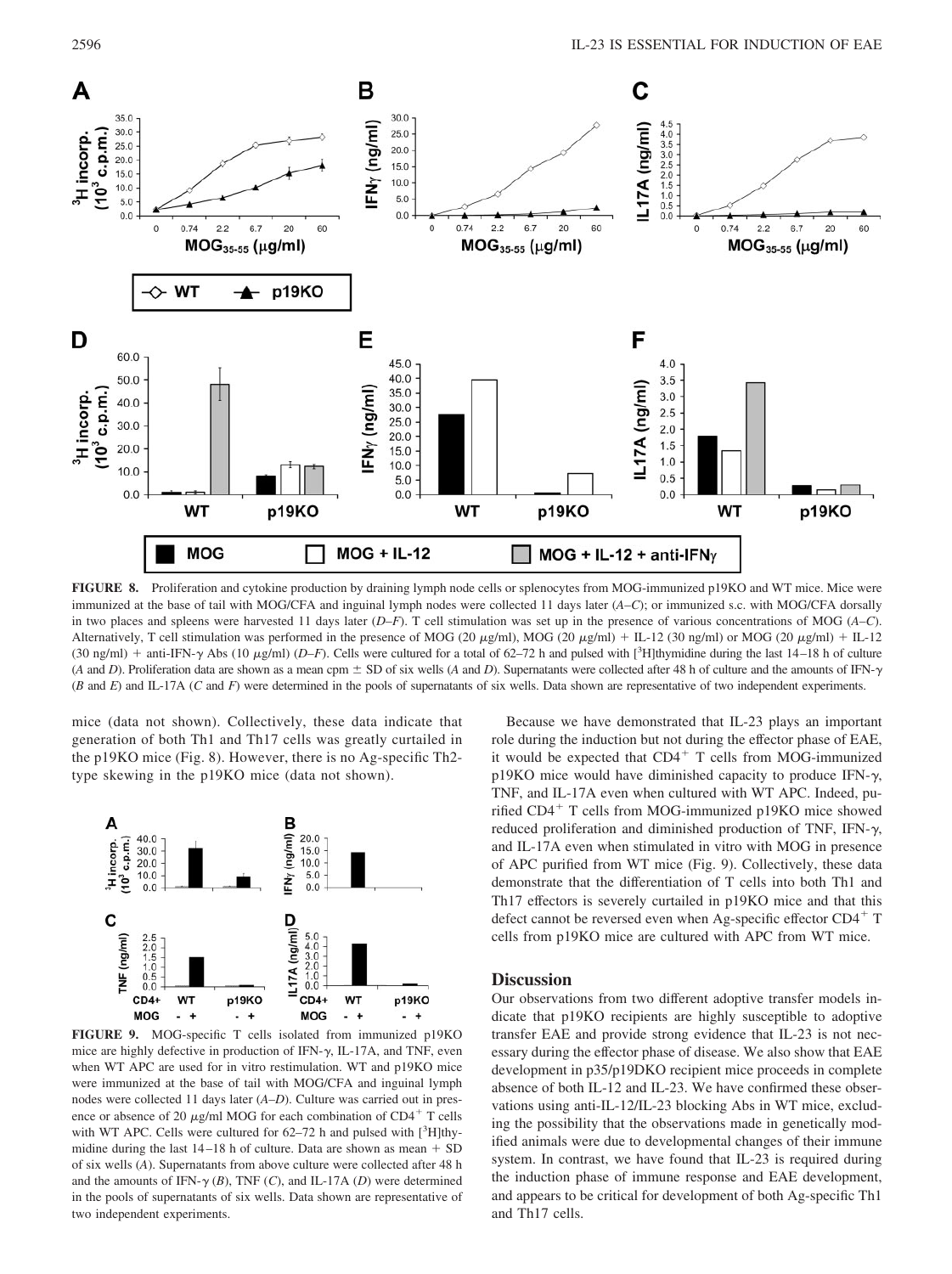**FIGURE 8.** Proliferation and cytokine production by draining lymph node cells or splenocytes from MOG-immunized p19KO and WT mice. Mice were immunized at the base of tail with MOG/CFA and inguinal lymph nodes were collected 11 days later (*A–C*); or immunized s.c. with MOG/CFA dorsally in two places and spleens were harvested 11 days later (*D–F*). T cell stimulation was set up in the presence of various concentrations of MOG (*A–C*). Alternatively, T cell stimulation was performed in the presence of MOG (20 μg/ml), MOG (20 μg/ml) + IL-12 (30 ng/ml) or MOG (20 μg/ml) + IL-12 (30 ng/ml) + anti-IFN-γ Abs (10 μg/ml) (*D–F*). Cells were cultured for a total of 62–72 h and pulsed with [$^3$H]thymidine during the last 14–18 h of culture (*A* and *D*). Proliferation data are shown as a mean cpm ± SD of six wells (*A* and *D*). Supernatants were collected after 48 h of culture and the amounts of IFN-γ (*B* and *E*) and IL-17A (*C* and *F*) were determined in the pools of supernatants of six wells. Data shown are representative of two independent experiments.

mice (data not shown). Collectively, these data indicate that generation of both Th1 and Th17 cells was greatly curtailed in the p19KO mice (Fig. 8). However, there is no Ag-specific Th2-type skewing in the p19KO mice (data not shown).

**FIGURE 9.** MOG-specific T cells isolated from immunized p19KO mice are highly defective in production of IFN-γ, IL-17A, and TNF, even when WT APC are used for in vitro restimulation. WT and p19KO mice were immunized at the base of tail with MOG/CFA and inguinal lymph nodes were collected 11 days later. Culture was carried out in presence or absence of 20 μg/ml MOG for each combination of CD4$^+$ T cells with WT APC. Cells were cultured for 62–72 h and pulsed with [$^3$H]thymidine during the last 14–18 h of culture. Data are shown as mean + SD of six wells (*A*). Supernatants from above culture were collected after 48 h and the amounts of IFN-γ (*B*), TNF (*C*), and IL-17A (*D*) were determined in the pools of supernatants of six wells. Data shown are representative of two independent experiments.

Because we have demonstrated that IL-23 plays an important role during the induction but not during the effector phase of EAE, it would be expected that CD4$^+$ T cells from MOG-immunized p19KO mice would have diminished capacity to produce IFN-γ, TNF, and IL-17A even when cultured with WT APC. Indeed, purified CD4$^+$ T cells from MOG-immunized p19KO mice showed reduced proliferation and diminished production of TNF, IFN-γ, and IL-17A even when stimulated in vitro with MOG in presence of APC purified from WT mice (Fig. 9). Collectively, these data demonstrate that the differentiation of T cells into both Th1 and Th17 effectors is severely curtailed in p19KO mice and that this defect cannot be reversed even when Ag-specific effector CD4$^+$ T cells from p19KO mice are cultured with APC from WT mice.

## Discussion

Our observations from two different adoptive transfer models indicate that p19KO recipients are highly susceptible to adoptive transfer EAE and provide strong evidence that IL-23 is not necessary during the effector phase of disease. We also show that EAE development in p35/p19DKO recipient mice proceeds in complete absence of both IL-12 and IL-23. We have confirmed these observations using anti-IL-12/IL-23 blocking Abs in WT mice, excluding the possibility that the observations made in genetically modified animals were due to developmental changes of their immune system. In contrast, we have found that IL-23 is required during the induction phase of immune response and EAE development, and appears to be critical for development of both Ag-specific Th1 and Th17 cells.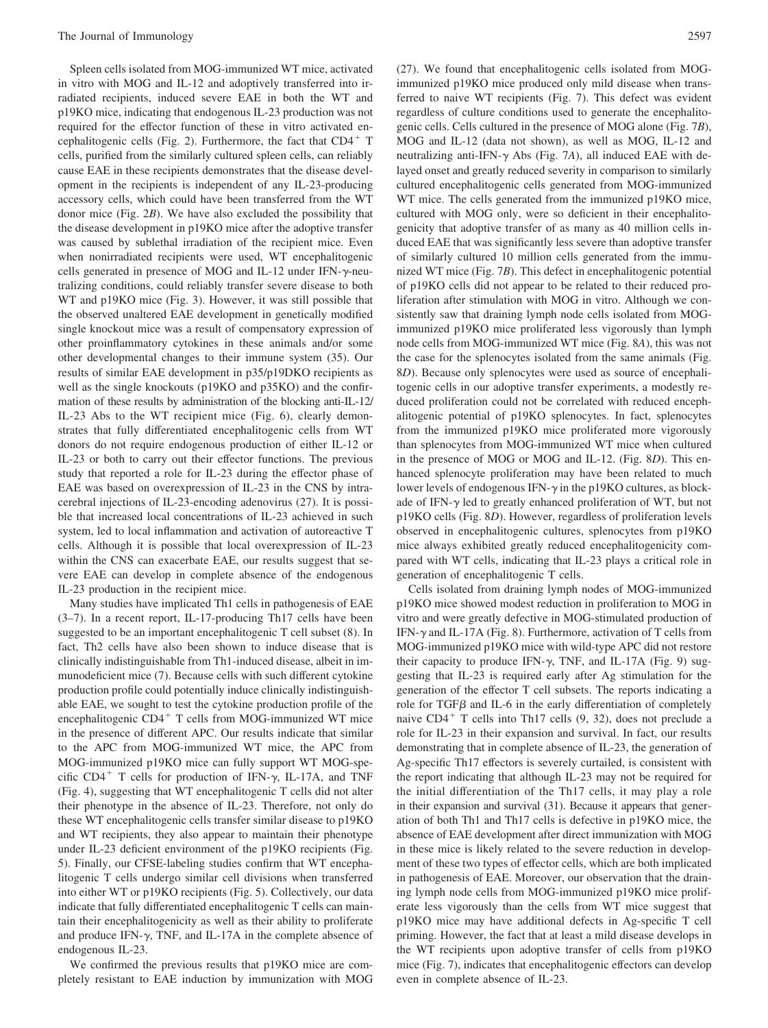Spleen cells isolated from MOG-immunized WT mice, activated in vitro with MOG and IL-12 and adoptively transferred into irradiated recipients, induced severe EAE in both the WT and p19KO mice, indicating that endogenous IL-23 production was not required for the effector function of these in vitro activated encephalitogenic cells (Fig. 2). Furthermore, the fact that $CD4^+$ T cells, purified from the similarly cultured spleen cells, can reliably cause EAE in these recipients demonstrates that the disease development in the recipients is independent of any IL-23-producing accessory cells, which could have been transferred from the WT donor mice (Fig. 2*B*). We have also excluded the possibility that the disease development in p19KO mice after the adoptive transfer was caused by sublethal irradiation of the recipient mice. Even when nonirradiated recipients were used, WT encephalitogenic cells generated in presence of MOG and IL-12 under IFN-γ-neutralizing conditions, could reliably transfer severe disease to both WT and p19KO mice (Fig. 3). However, it was still possible that the observed unaltered EAE development in genetically modified single knockout mice was a result of compensatory expression of other proinflammatory cytokines in these animals and/or some other developmental changes to their immune system (35). Our results of similar EAE development in p35/p19DKO recipients as well as the single knockouts (p19KO and p35KO) and the confirmation of these results by administration of the blocking anti-IL-12/IL-23 Abs to the WT recipient mice (Fig. 6), clearly demonstrates that fully differentiated encephalitogenic cells from WT donors do not require endogenous production of either IL-12 or IL-23 or both to carry out their effector functions. The previous study that reported a role for IL-23 during the effector phase of EAE was based on overexpression of IL-23 in the CNS by intracerebral injections of IL-23-encoding adenovirus (27). It is possible that increased local concentrations of IL-23 achieved in such system, led to local inflammation and activation of autoreactive T cells. Although it is possible that local overexpression of IL-23 within the CNS can exacerbate EAE, our results suggest that severe EAE can develop in complete absence of the endogenous IL-23 production in the recipient mice.

Many studies have implicated Th1 cells in pathogenesis of EAE (3–7). In a recent report, IL-17-producing Th17 cells have been suggested to be an important encephalitogenic T cell subset (8). In fact, Th2 cells have also been shown to induce disease that is clinically indistinguishable from Th1-induced disease, albeit in immunodeficient mice (7). Because cells with such different cytokine production profile could potentially induce clinically indistinguishable EAE, we sought to test the cytokine production profile of the encephalitogenic $CD4^+$ T cells from MOG-immunized WT mice in the presence of different APC. Our results indicate that similar to the APC from MOG-immunized WT mice, the APC from MOG-immunized p19KO mice can fully support WT MOG-specific $CD4^+$ T cells for production of IFN-γ, IL-17A, and TNF (Fig. 4), suggesting that WT encephalitogenic T cells did not alter their phenotype in the absence of IL-23. Therefore, not only do these WT encephalitogenic cells transfer similar disease to p19KO and WT recipients, they also appear to maintain their phenotype under IL-23 deficient environment of the p19KO recipients (Fig. 5). Finally, our CFSE-labeling studies confirm that WT encephalitogenic T cells undergo similar cell divisions when transferred into either WT or p19KO recipients (Fig. 5). Collectively, our data indicate that fully differentiated encephalitogenic T cells can maintain their encephalitogenicity as well as their ability to proliferate and produce IFN-γ, TNF, and IL-17A in the complete absence of endogenous IL-23.

We confirmed the previous results that p19KO mice are completely resistant to EAE induction by immunization with MOG (27). We found that encephalitogenic cells isolated from MOG-immunized p19KO mice produced only mild disease when transferred to naive WT recipients (Fig. 7). This defect was evident regardless of culture conditions used to generate the encephalitogenic cells. Cells cultured in the presence of MOG alone (Fig. 7*B*), MOG and IL-12 (data not shown), as well as MOG, IL-12 and neutralizing anti-IFN-γ Abs (Fig. 7*A*), all induced EAE with delayed onset and greatly reduced severity in comparison to similarly cultured encephalitogenic cells generated from MOG-immunized WT mice. The cells generated from the immunized p19KO mice, cultured with MOG only, were so deficient in their encephalitogenicity that adoptive transfer of as many as 40 million cells induced EAE that was significantly less severe than adoptive transfer of similarly cultured 10 million cells generated from the immunized WT mice (Fig. 7*B*). This defect in encephalitogenic potential of p19KO cells did not appear to be related to their reduced proliferation after stimulation with MOG in vitro. Although we consistently saw that draining lymph node cells isolated from MOG-immunized p19KO mice proliferated less vigorously than lymph node cells from MOG-immunized WT mice (Fig. 8*A*), this was not the case for the splenocytes isolated from the same animals (Fig. 8*D*). Because only splenocytes were used as source of encephalitogenic cells in our adoptive transfer experiments, a modestly reduced proliferation could not be correlated with reduced encephalitogenic potential of p19KO splenocytes. In fact, splenocytes from the immunized p19KO mice proliferated more vigorously than splenocytes from MOG-immunized WT mice when cultured in the presence of MOG or MOG and IL-12. (Fig. 8*D*). This enhanced splenocyte proliferation may have been related to much lower levels of endogenous IFN-γ in the p19KO cultures, as blockade of IFN-γ led to greatly enhanced proliferation of WT, but not p19KO cells (Fig. 8*D*). However, regardless of proliferation levels observed in encephalitogenic cultures, splenocytes from p19KO mice always exhibited greatly reduced encephalitogenicity compared with WT cells, indicating that IL-23 plays a critical role in generation of encephalitogenic T cells.

Cells isolated from draining lymph nodes of MOG-immunized p19KO mice showed modest reduction in proliferation to MOG in vitro and were greatly defective in MOG-stimulated production of IFN-γ and IL-17A (Fig. 8). Furthermore, activation of T cells from MOG-immunized p19KO mice with wild-type APC did not restore their capacity to produce IFN-γ, TNF, and IL-17A (Fig. 9) suggesting that IL-23 is required early after Ag stimulation for the generation of the effector T cell subsets. The reports indicating a role for TGFβ and IL-6 in the early differentiation of completely naive $CD4^+$ T cells into Th17 cells (9, 32), does not preclude a role for IL-23 in their expansion and survival. In fact, our results demonstrating that in complete absence of IL-23, the generation of Ag-specific Th17 effectors is severely curtailed, is consistent with the report indicating that although IL-23 may not be required for the initial differentiation of the Th17 cells, it may play a role in their expansion and survival (31). Because it appears that generation of both Th1 and Th17 cells is defective in p19KO mice, the absence of EAE development after direct immunization with MOG in these mice is likely related to the severe reduction in development of these two types of effector cells, which are both implicated in pathogenesis of EAE. Moreover, our observation that the draining lymph node cells from MOG-immunized p19KO mice proliferate less vigorously than the cells from WT mice suggest that p19KO mice may have additional defects in Ag-specific T cell priming. However, the fact that at least a mild disease develops in the WT recipients upon adoptive transfer of cells from p19KO mice (Fig. 7), indicates that encephalitogenic effectors can develop even in complete absence of IL-23.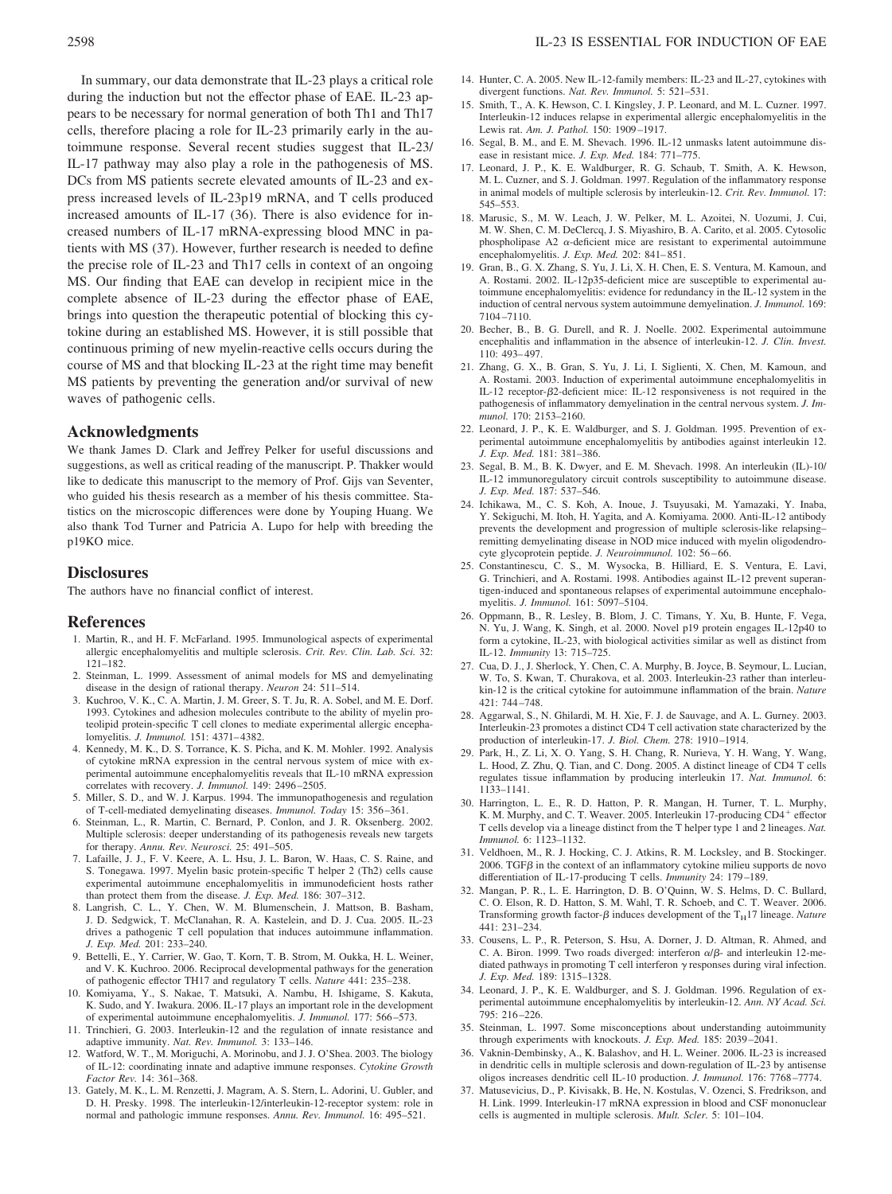In summary, our data demonstrate that IL-23 plays a critical role during the induction but not the effector phase of EAE. IL-23 appears to be necessary for normal generation of both Th1 and Th17 cells, therefore placing a role for IL-23 primarily early in the autoimmune response. Several recent studies suggest that IL-23/IL-17 pathway may also play a role in the pathogenesis of MS. DCs from MS patients secrete elevated amounts of IL-23 and express increased levels of IL-23p19 mRNA, and T cells produced increased amounts of IL-17 (36). There is also evidence for increased numbers of IL-17 mRNA-expressing blood MNC in patients with MS (37). However, further research is needed to define the precise role of IL-23 and Th17 cells in context of an ongoing MS. Our finding that EAE can develop in recipient mice in the complete absence of IL-23 during the effector phase of EAE, brings into question the therapeutic potential of blocking this cytokine during an established MS. However, it is still possible that continuous priming of new myelin-reactive cells occurs during the course of MS and that blocking IL-23 at the right time may benefit MS patients by preventing the generation and/or survival of new waves of pathogenic cells.

## Acknowledgments

We thank James D. Clark and Jeffrey Pelker for useful discussions and suggestions, as well as critical reading of the manuscript. P. Thakker would like to dedicate this manuscript to the memory of Prof. Gijs van Seventer, who guided his thesis research as a member of his thesis committee. Statistics on the microscopic differences were done by Youping Huang. We also thank Tod Turner and Patricia A. Lupo for help with breeding the p19KO mice.

## Disclosures

The authors have no financial conflict of interest.

## References

1. Martin, R., and H. F. McFarland. 1995. Immunological aspects of experimental allergic encephalomyelitis and multiple sclerosis. *Crit. Rev. Clin. Lab. Sci.* 32: 121–182.
2. Steinman, L. 1999. Assessment of animal models for MS and demyelinating disease in the design of rational therapy. *Neuron* 24: 511–514.
3. Kuchroo, V. K., C. A. Martin, J. M. Greer, S. T. Ju, R. A. Sobel, and M. E. Dorf. 1993. Cytokines and adhesion molecules contribute to the ability of myelin proteolipid protein-specific T cell clones to mediate experimental allergic encephalomyelitis. *J. Immunol.* 151: 4371–4382.
4. Kennedy, M. K., D. S. Torrance, K. S. Picha, and K. M. Mohler. 1992. Analysis of cytokine mRNA expression in the central nervous system of mice with experimental autoimmune encephalomyelitis reveals that IL-10 mRNA expression correlates with recovery. *J. Immunol.* 149: 2496–2505.
5. Miller, S. D., and W. J. Karpus. 1994. The immunopathogenesis and regulation of T-cell-mediated demyelinating diseases. *Immunol. Today* 15: 356–361.
6. Steinman, L., R. Martin, C. Bernard, P. Conlon, and J. R. Oksenberg. 2002. Multiple sclerosis: deeper understanding of its pathogenesis reveals new targets for therapy. *Annu. Rev. Neurosci.* 25: 491–505.
7. Lafaille, J. J., F. V. Keere, A. L. Hsu, J. L. Baron, W. Haas, C. S. Raine, and S. Tonegawa. 1997. Myelin basic protein-specific T helper 2 (Th2) cells cause experimental autoimmune encephalomyelitis in immunodeficient hosts rather than protect them from the disease. *J. Exp. Med.* 186: 307–312.
8. Langrish, C. L., Y. Chen, W. M. Blumenschein, J. Mattson, B. Basham, J. D. Sedgwick, T. McClanahan, R. A. Kastelein, and D. J. Cua. 2005. IL-23 drives a pathogenic T cell population that induces autoimmune inflammation. *J. Exp. Med.* 201: 233–240.
9. Bettelli, E., Y. Carrier, W. Gao, T. Korn, T. B. Strom, M. Oukka, H. L. Weiner, and V. K. Kuchroo. 2006. Reciprocal developmental pathways for the generation of pathogenic effector TH17 and regulatory T cells. *Nature* 441: 235–238.
10. Komiyama, Y., S. Nakae, T. Matsuki, A. Nambu, H. Ishigame, S. Kakuta, K. Sudo, and Y. Iwakura. 2006. IL-17 plays an important role in the development of experimental autoimmune encephalomyelitis. *J. Immunol.* 177: 566–573.
11. Trinchieri, G. 2003. Interleukin-12 and the regulation of innate resistance and adaptive immunity. *Nat. Rev. Immunol.* 3: 133–146.
12. Watford, W. T., M. Moriguchi, A. Morinobu, and J. J. O'Shea. 2003. The biology of IL-12: coordinating innate and adaptive immune responses. *Cytokine Growth Factor Rev.* 14: 361–368.
13. Gately, M. K., L. M. Renzetti, J. Magram, A. S. Stern, L. Adorini, U. Gubler, and D. H. Presky. 1998. The interleukin-12/interleukin-12-receptor system: role in normal and pathologic immune responses. *Annu. Rev. Immunol.* 16: 495–521.
14. Hunter, C. A. 2005. New IL-12-family members: IL-23 and IL-27, cytokines with divergent functions. *Nat. Rev. Immunol.* 5: 521–531.
15. Smith, T., A. K. Hewson, C. I. Kingsley, J. P. Leonard, and M. L. Cuzner. 1997. Interleukin-12 induces relapse in experimental allergic encephalomyelitis in the Lewis rat. *Am. J. Pathol.* 150: 1909–1917.
16. Segal, B. M., and E. M. Shevach. 1996. IL-12 unmasks latent autoimmune disease in resistant mice. *J. Exp. Med.* 184: 771–775.
17. Leonard, J. P., K. E. Waldburger, R. G. Schaub, T. Smith, A. K. Hewson, M. L. Cuzner, and S. J. Goldman. 1997. Regulation of the inflammatory response in animal models of multiple sclerosis by interleukin-12. *Crit. Rev. Immunol.* 17: 545–553.
18. Marusic, S., M. W. Leach, J. W. Pelker, M. L. Azoitei, N. Uozumi, J. Cui, M. W. Shen, C. M. DeClercq, J. S. Miyashiro, B. A. Carito, et al. 2005. Cytosolic phospholipase A2 $\alpha$-deficient mice are resistant to experimental autoimmune encephalomyelitis. *J. Exp. Med.* 202: 841–851.
19. Gran, B., G. X. Zhang, S. Yu, J. Li, X. H. Chen, E. S. Ventura, M. Kamoun, and A. Rostami. 2002. IL-12p35-deficient mice are susceptible to experimental autoimmune encephalomyelitis: evidence for redundancy in the IL-12 system in the induction of central nervous system autoimmune demyelination. *J. Immunol.* 169: 7104–7110.
20. Becher, B., B. G. Durell, and R. J. Noelle. 2002. Experimental autoimmune encephalitis and inflammation in the absence of interleukin-12. *J. Clin. Invest.* 110: 493–497.
21. Zhang, G. X., B. Gran, S. Yu, J. Li, I. Siglienti, X. Chen, M. Kamoun, and A. Rostami. 2003. Induction of experimental autoimmune encephalomyelitis in IL-12 receptor-$\beta$2-deficient mice: IL-12 responsiveness is not required in the pathogenesis of inflammatory demyelination in the central nervous system. *J. Immunol.* 170: 2153–2160.
22. Leonard, J. P., K. E. Waldburger, and S. J. Goldman. 1995. Prevention of experimental autoimmune encephalomyelitis by antibodies against interleukin 12. *J. Exp. Med.* 181: 381–386.
23. Segal, B. M., B. K. Dwyer, and E. M. Shevach. 1998. An interleukin (IL)-10/IL-12 immunoregulatory circuit controls susceptibility to autoimmune disease. *J. Exp. Med.* 187: 537–546.
24. Ichikawa, M., C. S. Koh, A. Inoue, J. Tsuyusaki, M. Yamazaki, Y. Inaba, Y. Sekiguchi, M. Itoh, H. Yagita, and A. Komiyama. 2000. Anti-IL-12 antibody prevents the development and progression of multiple sclerosis-like relapsing–remitting demyelinating disease in NOD mice induced with myelin oligodendrocyte glycoprotein peptide. *J. Neuroimmunol.* 102: 56–66.
25. Constantinescu, C. S., M. Wysocka, B. Hilliard, E. S. Ventura, E. Lavi, G. Trinchieri, and A. Rostami. 1998. Antibodies against IL-12 prevent superantigen-induced and spontaneous relapses of experimental autoimmune encephalomyelitis. *J. Immunol.* 161: 5097–5104.
26. Oppmann, B., R. Lesley, B. Blom, J. C. Timans, Y. Xu, B. Hunte, F. Vega, N. Yu, J. Wang, K. Singh, et al. 2000. Novel p19 protein engages IL-12p40 to form a cytokine, IL-23, with biological activities similar as well as distinct from IL-12. *Immunity* 13: 715–725.
27. Cua, D. J., J. Sherlock, Y. Chen, C. A. Murphy, B. Joyce, B. Seymour, L. Lucian, W. To, S. Kwan, T. Churakova, et al. 2003. Interleukin-23 rather than interleukin-12 is the critical cytokine for autoimmune inflammation of the brain. *Nature* 421: 744–748.
28. Aggarwal, S., N. Ghilardi, M. H. Xie, F. J. de Sauvage, and A. L. Gurney. 2003. Interleukin-23 promotes a distinct CD4 T cell activation state characterized by the production of interleukin-17. *J. Biol. Chem.* 278: 1910–1914.
29. Park, H., Z. Li, X. O. Yang, S. H. Chang, R. Nurieva, Y. H. Wang, Y. Wang, L. Hood, Z. Zhu, Q. Tian, and C. Dong. 2005. A distinct lineage of CD4 T cells regulates tissue inflammation by producing interleukin 17. *Nat. Immunol.* 6: 1133–1141.
30. Harrington, L. E., R. D. Hatton, P. R. Mangan, H. Turner, T. L. Murphy, K. M. Murphy, and C. T. Weaver. 2005. Interleukin 17-producing $CD4^+$ effector T cells develop via a lineage distinct from the T helper type 1 and 2 lineages. *Nat. Immunol.* 6: 1123–1132.
31. Veldhoen, M., R. J. Hocking, C. J. Atkins, R. M. Locksley, and B. Stockinger. 2006. TGF$\beta$ in the context of an inflammatory cytokine milieu supports de novo differentiation of IL-17-producing T cells. *Immunity* 24: 179–189.
32. Mangan, P. R., L. E. Harrington, D. B. O'Quinn, W. S. Helms, D. C. Bullard, C. O. Elson, R. D. Hatton, S. M. Wahl, T. R. Schoeb, and C. T. Weaver. 2006. Transforming growth factor-$\beta$ induces development of the $T_H17$ lineage. *Nature* 441: 231–234.
33. Cousens, L. P., R. Peterson, S. Hsu, A. Dorner, J. D. Altman, R. Ahmed, and C. A. Biron. 1999. Two roads diverged: interferon $\alpha/\beta$- and interleukin 12-mediated pathways in promoting T cell interferon $\gamma$ responses during viral infection. *J. Exp. Med.* 189: 1315–1328.
34. Leonard, J. P., K. E. Waldburger, and S. J. Goldman. 1996. Regulation of experimental autoimmune encephalomyelitis by interleukin-12. *Ann. NY Acad. Sci.* 795: 216–226.
35. Steinman, L. 1997. Some misconceptions about understanding autoimmunity through experiments with knockouts. *J. Exp. Med.* 185: 2039–2041.
36. Vaknin-Dembinsky, A., K. Balashov, and H. L. Weiner. 2006. IL-23 is increased in dendritic cells in multiple sclerosis and down-regulation of IL-23 by antisense oligos increases dendritic cell IL-10 production. *J. Immunol.* 176: 7768–7774.
37. Matusevicius, D., P. Kivisakk, B. He, N. Kostulas, V. Ozenci, S. Fredrikson, and H. Link. 1999. Interleukin-17 mRNA expression in blood and CSF mononuclear cells is augmented in multiple sclerosis. *Mult. Scler.* 5: 101–104.